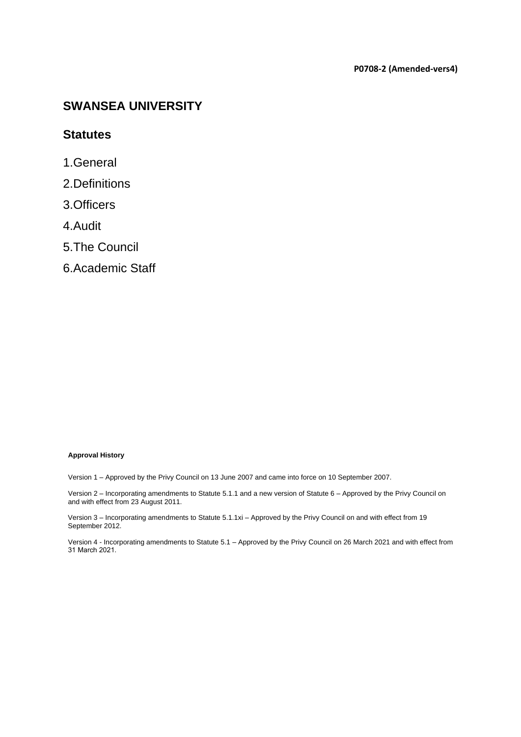**P0708-2 (Amended-vers4)**

# SWANSEA UNIVERSITY

## Statutes

1. General
2. Definitions
3. Officers
4. Audit
5. The Council
6. Academic Staff

**Approval History**

Version 1 – Approved by the Privy Council on 13 June 2007 and came into force on 10 September 2007.

Version 2 – Incorporating amendments to Statute 5.1.1 and a new version of Statute 6 – Approved by the Privy Council on and with effect from 23 August 2011.

Version 3 – Incorporating amendments to Statute 5.1.1xi – Approved by the Privy Council on and with effect from 19 September 2012.

Version 4 - Incorporating amendments to Statute 5.1 – Approved by the Privy Council on 26 March 2021 and with effect from 31 March 2021.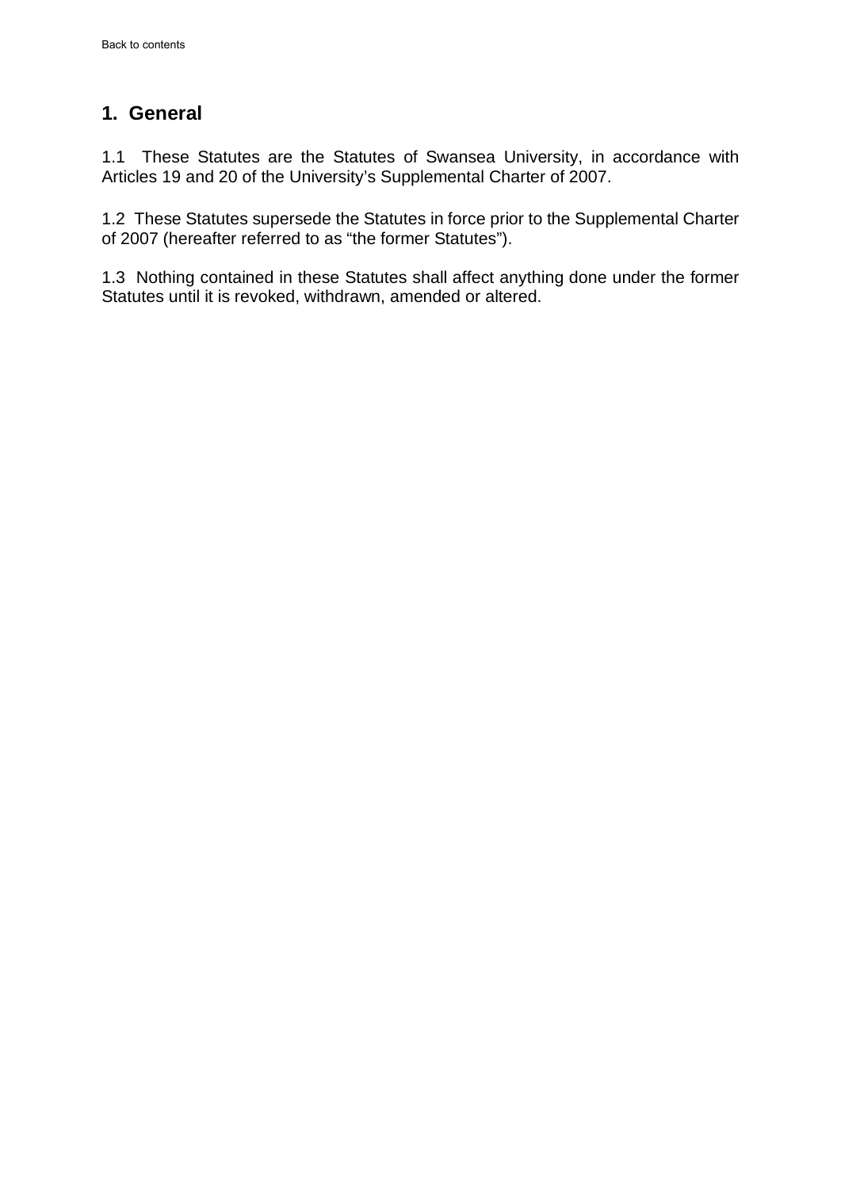Back to contents

## 1. General

1.1 These Statutes are the Statutes of Swansea University, in accordance with Articles 19 and 20 of the University's Supplemental Charter of 2007.

1.2 These Statutes supersede the Statutes in force prior to the Supplemental Charter of 2007 (hereafter referred to as "the former Statutes").

1.3 Nothing contained in these Statutes shall affect anything done under the former Statutes until it is revoked, withdrawn, amended or altered.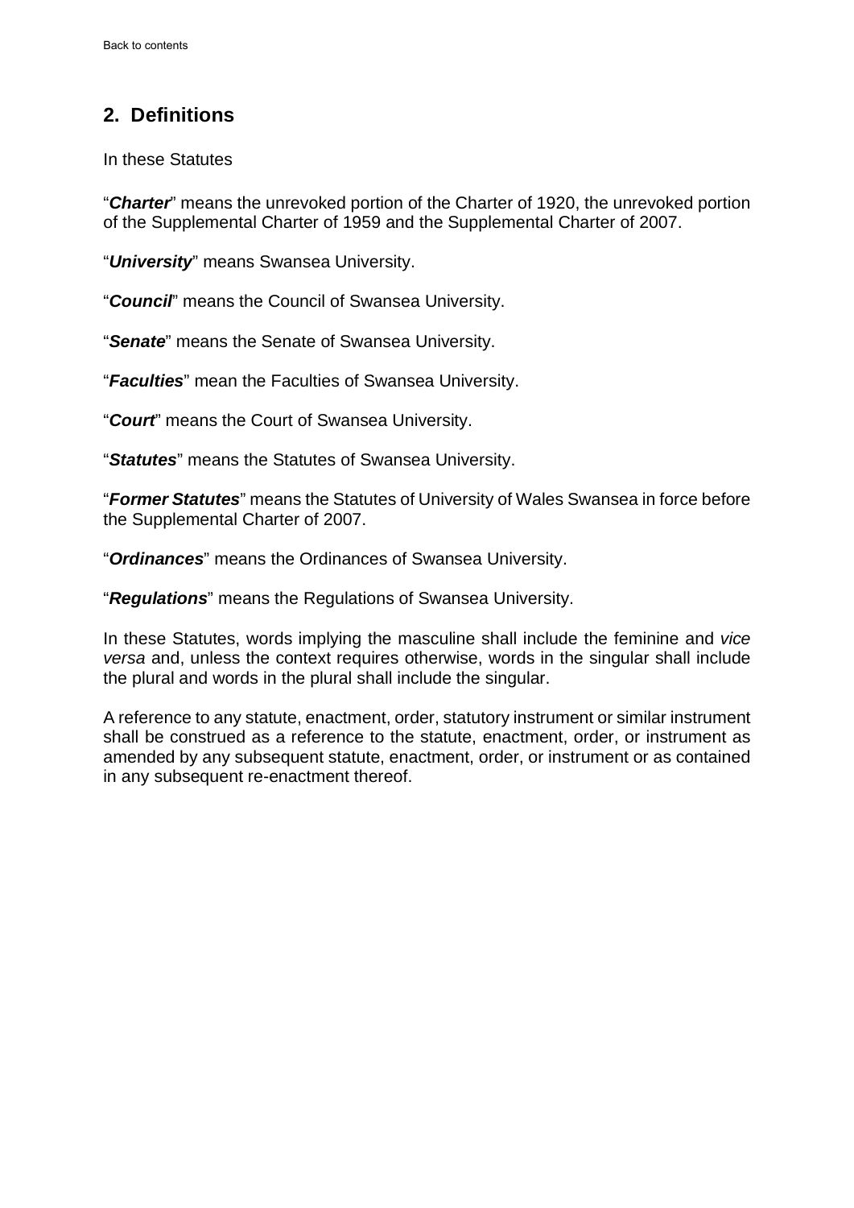## 2. Definitions

In these Statutes

"***Charter***" means the unrevoked portion of the Charter of 1920, the unrevoked portion of the Supplemental Charter of 1959 and the Supplemental Charter of 2007.

"***University***" means Swansea University.

"***Council***" means the Council of Swansea University.

"***Senate***" means the Senate of Swansea University.

"***Faculties***" mean the Faculties of Swansea University.

"***Court***" means the Court of Swansea University.

"***Statutes***" means the Statutes of Swansea University.

"***Former Statutes***" means the Statutes of University of Wales Swansea in force before the Supplemental Charter of 2007.

"***Ordinances***" means the Ordinances of Swansea University.

"***Regulations***" means the Regulations of Swansea University.

In these Statutes, words implying the masculine shall include the feminine and *vice versa* and, unless the context requires otherwise, words in the singular shall include the plural and words in the plural shall include the singular.

A reference to any statute, enactment, order, statutory instrument or similar instrument shall be construed as a reference to the statute, enactment, order, or instrument as amended by any subsequent statute, enactment, order, or instrument or as contained in any subsequent re-enactment thereof.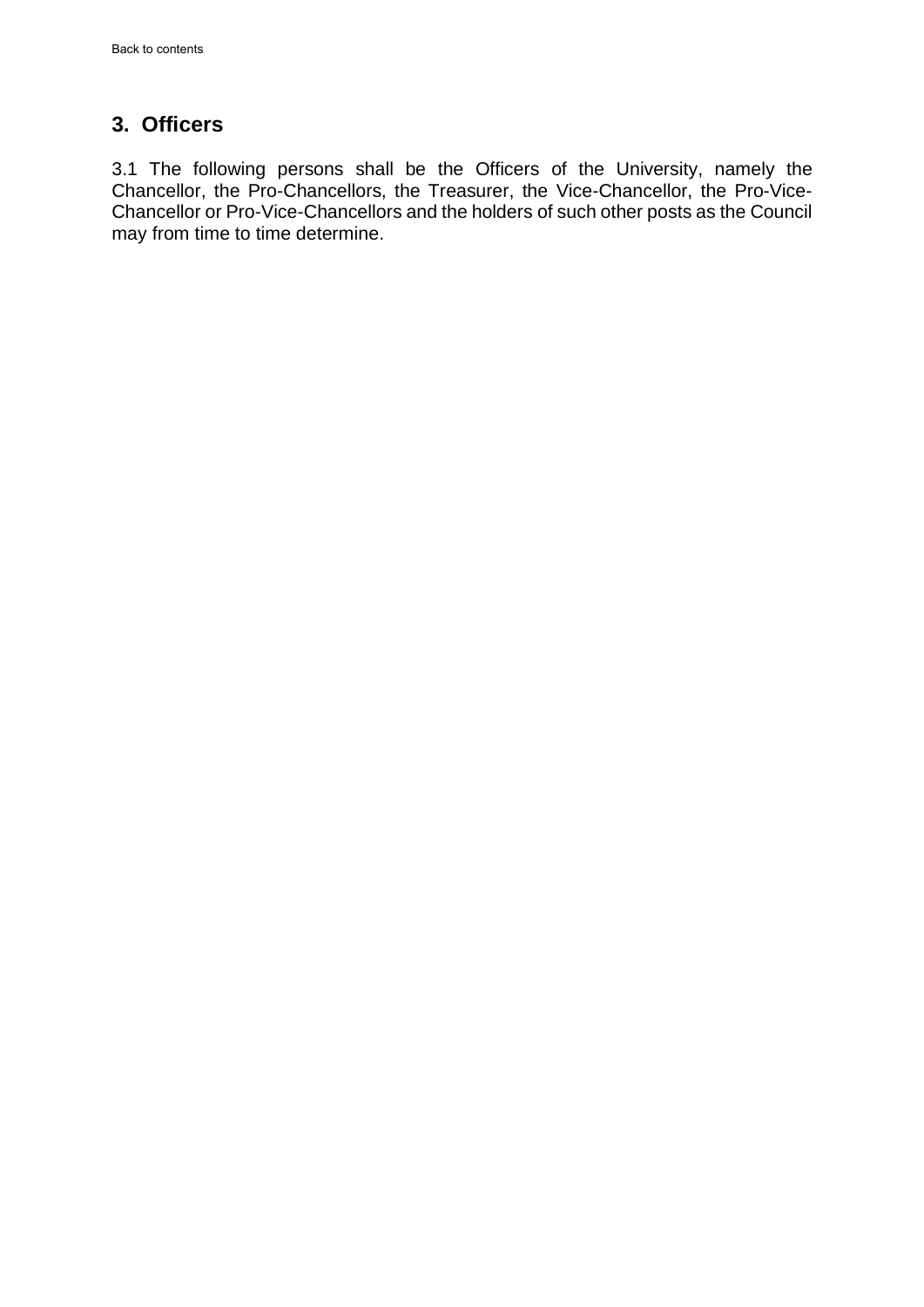## 3. Officers

3.1 The following persons shall be the Officers of the University, namely the Chancellor, the Pro-Chancellors, the Treasurer, the Vice-Chancellor, the Pro-Vice-Chancellor or Pro-Vice-Chancellors and the holders of such other posts as the Council may from time to time determine.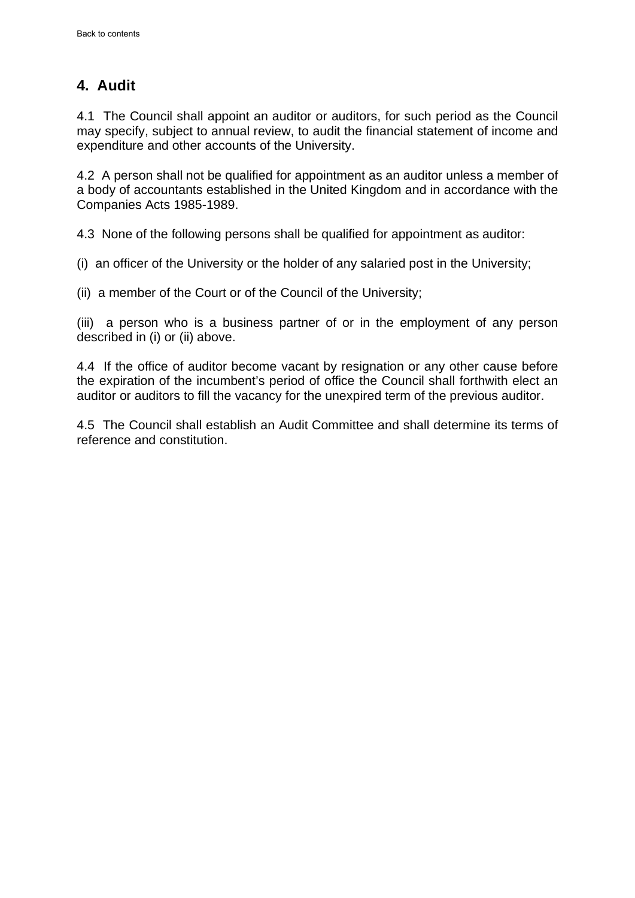## 4. Audit

4.1 The Council shall appoint an auditor or auditors, for such period as the Council may specify, subject to annual review, to audit the financial statement of income and expenditure and other accounts of the University.

4.2 A person shall not be qualified for appointment as an auditor unless a member of a body of accountants established in the United Kingdom and in accordance with the Companies Acts 1985-1989.

4.3 None of the following persons shall be qualified for appointment as auditor:

(i) an officer of the University or the holder of any salaried post in the University;

(ii) a member of the Court or of the Council of the University;

(iii) a person who is a business partner of or in the employment of any person described in (i) or (ii) above.

4.4 If the office of auditor become vacant by resignation or any other cause before the expiration of the incumbent's period of office the Council shall forthwith elect an auditor or auditors to fill the vacancy for the unexpired term of the previous auditor.

4.5 The Council shall establish an Audit Committee and shall determine its terms of reference and constitution.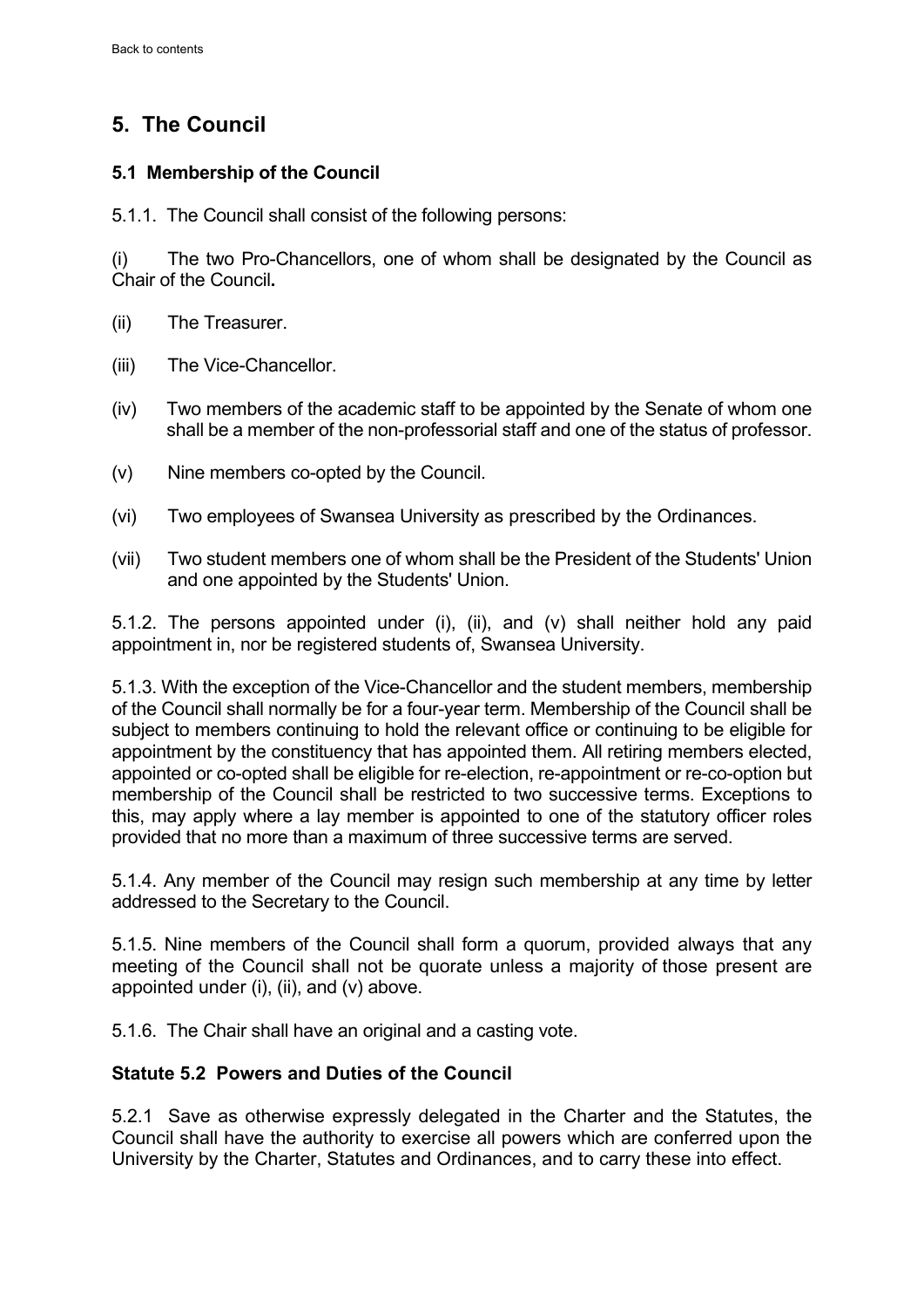# 5. The Council

## 5.1 Membership of the Council

5.1.1. The Council shall consist of the following persons:

(i) The two Pro-Chancellors, one of whom shall be designated by the Council as Chair of the Council**.**

(ii) The Treasurer.

(iii) The Vice-Chancellor.

(iv) Two members of the academic staff to be appointed by the Senate of whom one shall be a member of the non-professorial staff and one of the status of professor.

(v) Nine members co-opted by the Council.

(vi) Two employees of Swansea University as prescribed by the Ordinances.

(vii) Two student members one of whom shall be the President of the Students' Union and one appointed by the Students' Union.

5.1.2. The persons appointed under (i), (ii), and (v) shall neither hold any paid appointment in, nor be registered students of, Swansea University.

5.1.3. With the exception of the Vice-Chancellor and the student members, membership of the Council shall normally be for a four-year term. Membership of the Council shall be subject to members continuing to hold the relevant office or continuing to be eligible for appointment by the constituency that has appointed them. All retiring members elected, appointed or co-opted shall be eligible for re-election, re-appointment or re-co-option but membership of the Council shall be restricted to two successive terms. Exceptions to this, may apply where a lay member is appointed to one of the statutory officer roles provided that no more than a maximum of three successive terms are served.

5.1.4. Any member of the Council may resign such membership at any time by letter addressed to the Secretary to the Council.

5.1.5. Nine members of the Council shall form a quorum, provided always that any meeting of the Council shall not be quorate unless a majority of those present are appointed under (i), (ii), and (v) above.

5.1.6. The Chair shall have an original and a casting vote.

## Statute 5.2 Powers and Duties of the Council

5.2.1 Save as otherwise expressly delegated in the Charter and the Statutes, the Council shall have the authority to exercise all powers which are conferred upon the University by the Charter, Statutes and Ordinances, and to carry these into effect.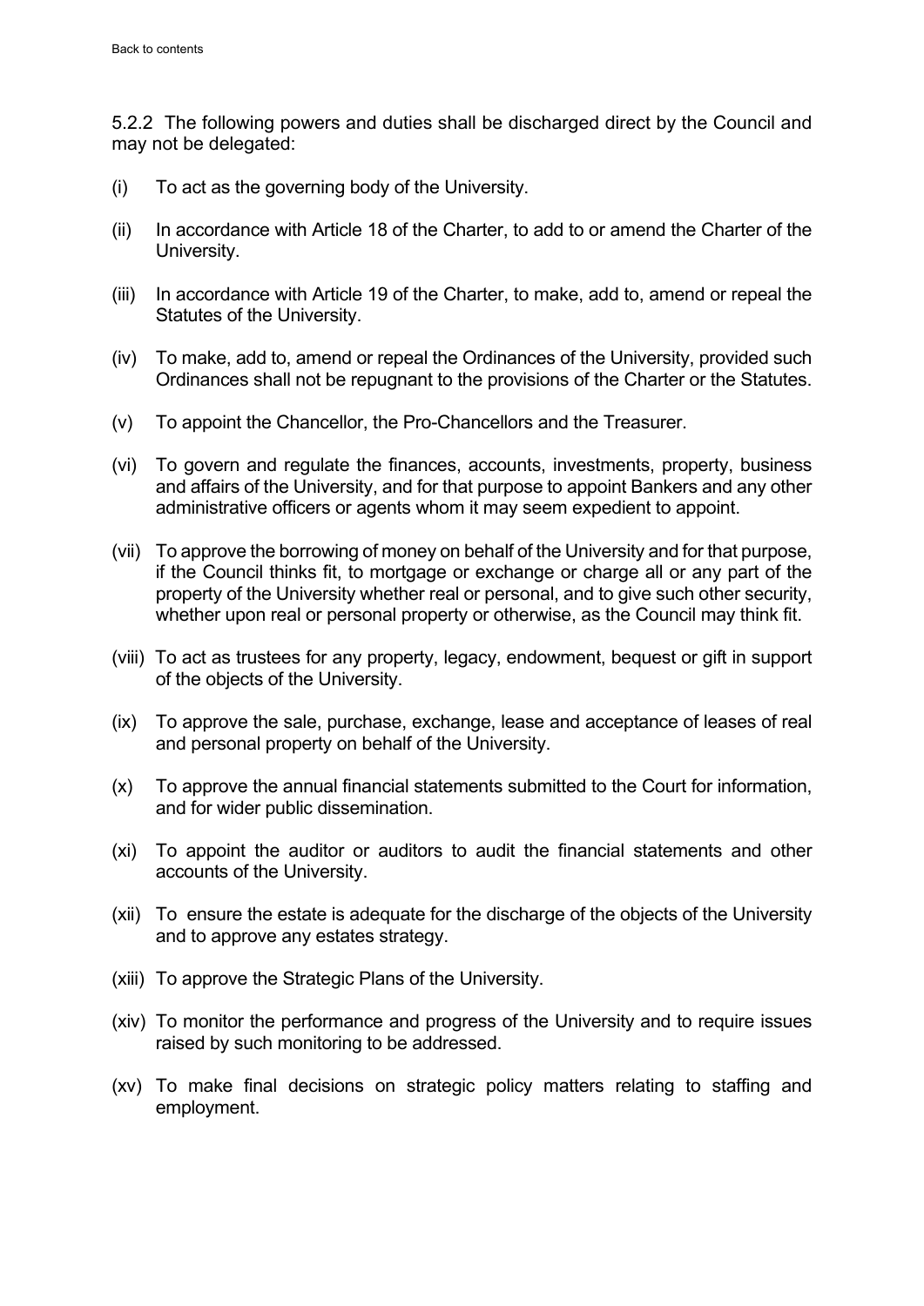5.2.2 The following powers and duties shall be discharged direct by the Council and may not be delegated:

(i) To act as the governing body of the University.

(ii) In accordance with Article 18 of the Charter, to add to or amend the Charter of the University.

(iii) In accordance with Article 19 of the Charter, to make, add to, amend or repeal the Statutes of the University.

(iv) To make, add to, amend or repeal the Ordinances of the University, provided such Ordinances shall not be repugnant to the provisions of the Charter or the Statutes.

(v) To appoint the Chancellor, the Pro-Chancellors and the Treasurer.

(vi) To govern and regulate the finances, accounts, investments, property, business and affairs of the University, and for that purpose to appoint Bankers and any other administrative officers or agents whom it may seem expedient to appoint.

(vii) To approve the borrowing of money on behalf of the University and for that purpose, if the Council thinks fit, to mortgage or exchange or charge all or any part of the property of the University whether real or personal, and to give such other security, whether upon real or personal property or otherwise, as the Council may think fit.

(viii) To act as trustees for any property, legacy, endowment, bequest or gift in support of the objects of the University.

(ix) To approve the sale, purchase, exchange, lease and acceptance of leases of real and personal property on behalf of the University.

(x) To approve the annual financial statements submitted to the Court for information, and for wider public dissemination.

(xi) To appoint the auditor or auditors to audit the financial statements and other accounts of the University.

(xii) To ensure the estate is adequate for the discharge of the objects of the University and to approve any estates strategy.

(xiii) To approve the Strategic Plans of the University.

(xiv) To monitor the performance and progress of the University and to require issues raised by such monitoring to be addressed.

(xv) To make final decisions on strategic policy matters relating to staffing and employment.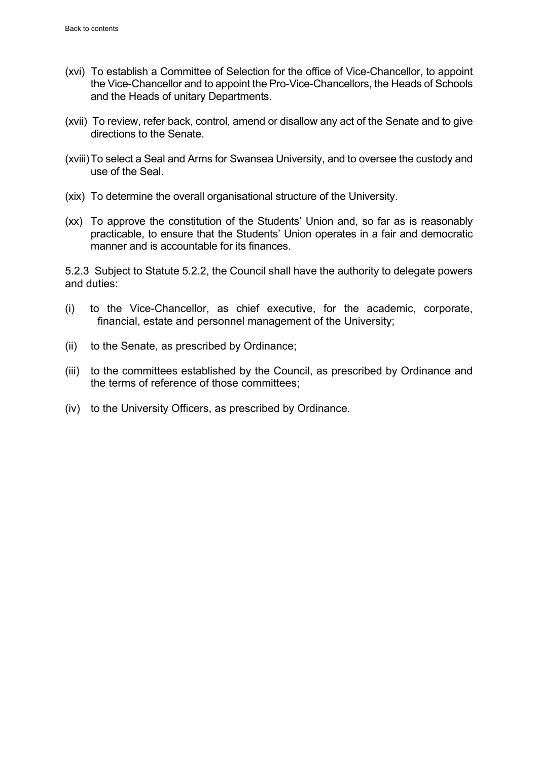(xvi) To establish a Committee of Selection for the office of Vice-Chancellor, to appoint the Vice-Chancellor and to appoint the Pro-Vice-Chancellors, the Heads of Schools and the Heads of unitary Departments.

(xvii) To review, refer back, control, amend or disallow any act of the Senate and to give directions to the Senate.

(xviii) To select a Seal and Arms for Swansea University, and to oversee the custody and use of the Seal.

(xix) To determine the overall organisational structure of the University.

(xx) To approve the constitution of the Students' Union and, so far as is reasonably practicable, to ensure that the Students' Union operates in a fair and democratic manner and is accountable for its finances.

5.2.3 Subject to Statute 5.2.2, the Council shall have the authority to delegate powers and duties:

(i) to the Vice-Chancellor, as chief executive, for the academic, corporate, financial, estate and personnel management of the University;

(ii) to the Senate, as prescribed by Ordinance;

(iii) to the committees established by the Council, as prescribed by Ordinance and the terms of reference of those committees;

(iv) to the University Officers, as prescribed by Ordinance.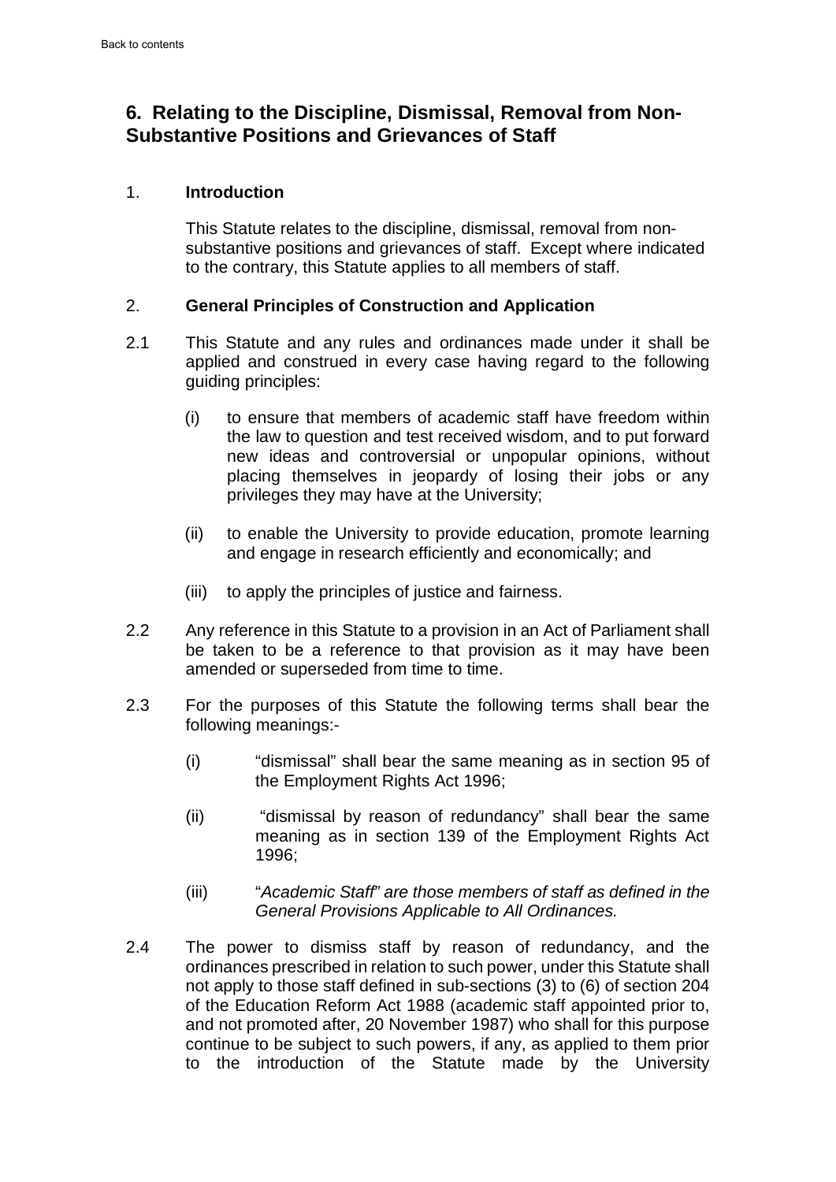Back to contents

## 6. Relating to the Discipline, Dismissal, Removal from Non-Substantive Positions and Grievances of Staff

1. **Introduction**

This Statute relates to the discipline, dismissal, removal from non-substantive positions and grievances of staff. Except where indicated to the contrary, this Statute applies to all members of staff.

2. **General Principles of Construction and Application**

2.1 This Statute and any rules and ordinances made under it shall be applied and construed in every case having regard to the following guiding principles:

(i) to ensure that members of academic staff have freedom within the law to question and test received wisdom, and to put forward new ideas and controversial or unpopular opinions, without placing themselves in jeopardy of losing their jobs or any privileges they may have at the University;

(ii) to enable the University to provide education, promote learning and engage in research efficiently and economically; and

(iii) to apply the principles of justice and fairness.

2.2 Any reference in this Statute to a provision in an Act of Parliament shall be taken to be a reference to that provision as it may have been amended or superseded from time to time.

2.3 For the purposes of this Statute the following terms shall bear the following meanings:-

(i) "dismissal" shall bear the same meaning as in section 95 of the Employment Rights Act 1996;

(ii) "dismissal by reason of redundancy" shall bear the same meaning as in section 139 of the Employment Rights Act 1996;

(iii) "*Academic Staff" are those members of staff as defined in the General Provisions Applicable to All Ordinances.*

2.4 The power to dismiss staff by reason of redundancy, and the ordinances prescribed in relation to such power, under this Statute shall not apply to those staff defined in sub-sections (3) to (6) of section 204 of the Education Reform Act 1988 (academic staff appointed prior to, and not promoted after, 20 November 1987) who shall for this purpose continue to be subject to such powers, if any, as applied to them prior to the introduction of the Statute made by the University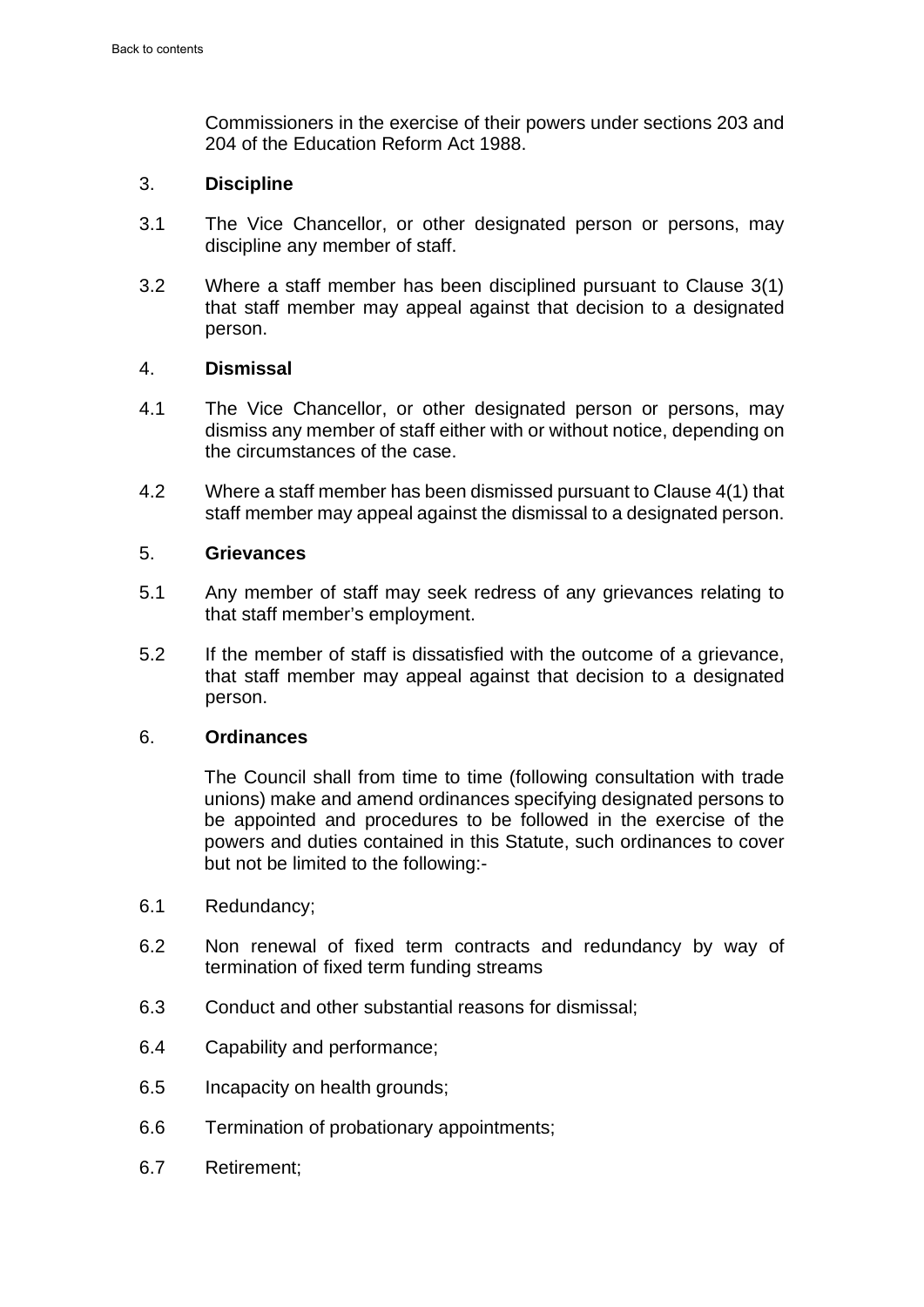Commissioners in the exercise of their powers under sections 203 and 204 of the Education Reform Act 1988.

## 3. Discipline

3.1 The Vice Chancellor, or other designated person or persons, may discipline any member of staff.

3.2 Where a staff member has been disciplined pursuant to Clause 3(1) that staff member may appeal against that decision to a designated person.

## 4. Dismissal

4.1 The Vice Chancellor, or other designated person or persons, may dismiss any member of staff either with or without notice, depending on the circumstances of the case.

4.2 Where a staff member has been dismissed pursuant to Clause 4(1) that staff member may appeal against the dismissal to a designated person.

## 5. Grievances

5.1 Any member of staff may seek redress of any grievances relating to that staff member's employment.

5.2 If the member of staff is dissatisfied with the outcome of a grievance, that staff member may appeal against that decision to a designated person.

## 6. Ordinances

The Council shall from time to time (following consultation with trade unions) make and amend ordinances specifying designated persons to be appointed and procedures to be followed in the exercise of the powers and duties contained in this Statute, such ordinances to cover but not be limited to the following:-

6.1 Redundancy;

6.2 Non renewal of fixed term contracts and redundancy by way of termination of fixed term funding streams

6.3 Conduct and other substantial reasons for dismissal;

6.4 Capability and performance;

6.5 Incapacity on health grounds;

6.6 Termination of probationary appointments;

6.7 Retirement;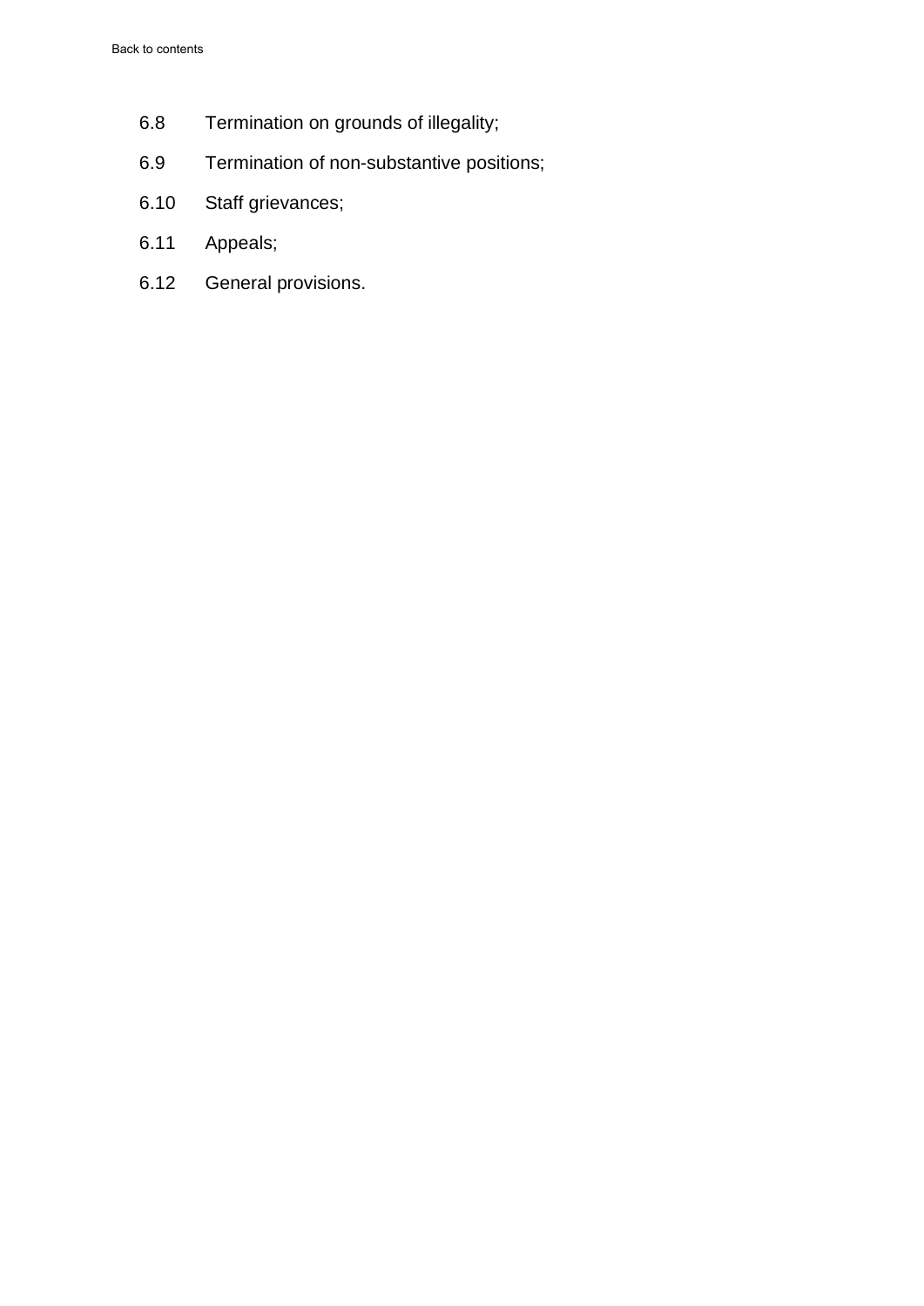6.8 Termination on grounds of illegality;

6.9 Termination of non-substantive positions;

6.10 Staff grievances;

6.11 Appeals;

6.12 General provisions.